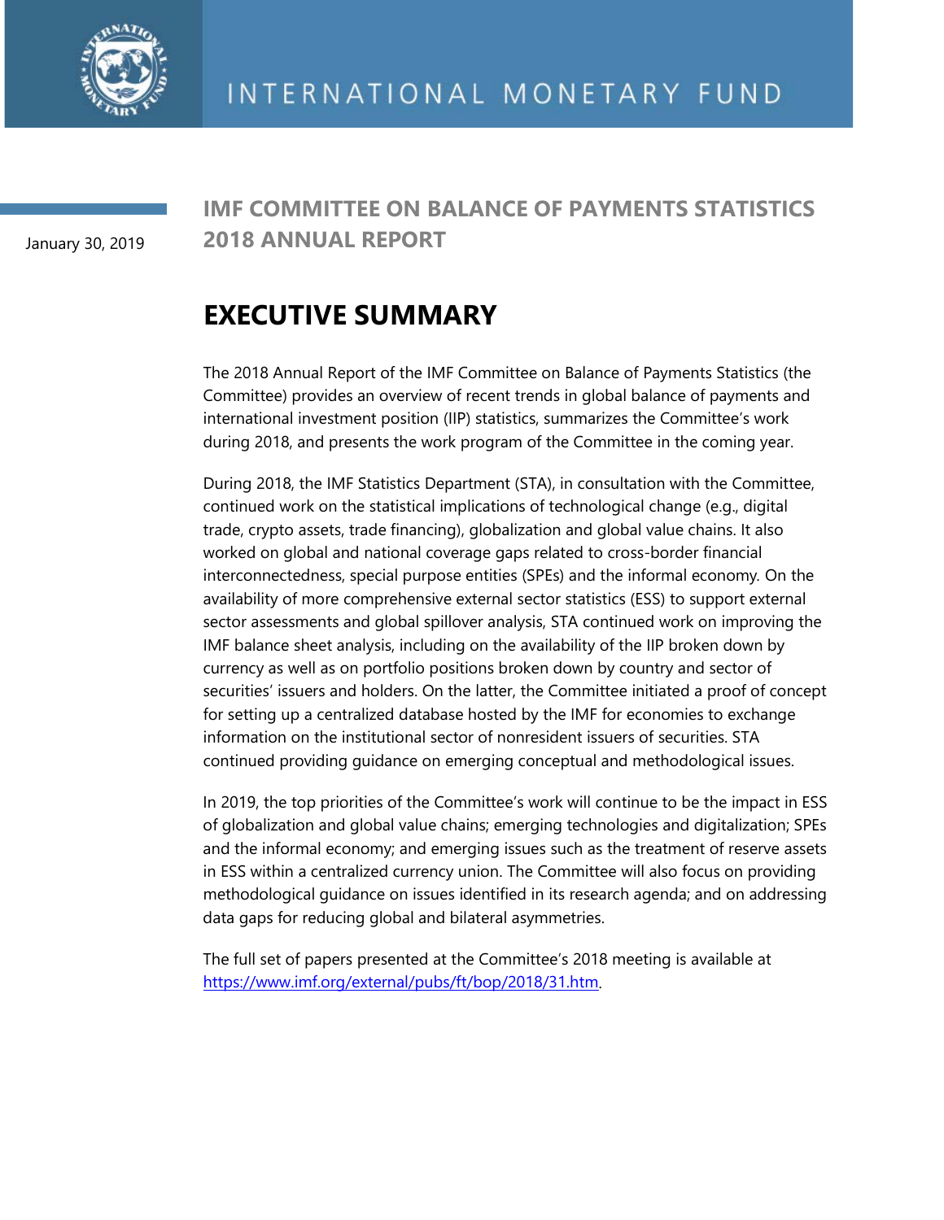INTERNATIONAL MONETARY FUND

January 30, 2019

# IMF COMMITTEE ON BALANCE OF PAYMENTS STATISTICS 2018 ANNUAL REPORT

## EXECUTIVE SUMMARY

The 2018 Annual Report of the IMF Committee on Balance of Payments Statistics (the Committee) provides an overview of recent trends in global balance of payments and international investment position (IIP) statistics, summarizes the Committee's work during 2018, and presents the work program of the Committee in the coming year.

During 2018, the IMF Statistics Department (STA), in consultation with the Committee, continued work on the statistical implications of technological change (e.g., digital trade, crypto assets, trade financing), globalization and global value chains. It also worked on global and national coverage gaps related to cross-border financial interconnectedness, special purpose entities (SPEs) and the informal economy. On the availability of more comprehensive external sector statistics (ESS) to support external sector assessments and global spillover analysis, STA continued work on improving the IMF balance sheet analysis, including on the availability of the IIP broken down by currency as well as on portfolio positions broken down by country and sector of securities' issuers and holders. On the latter, the Committee initiated a proof of concept for setting up a centralized database hosted by the IMF for economies to exchange information on the institutional sector of nonresident issuers of securities. STA continued providing guidance on emerging conceptual and methodological issues.

In 2019, the top priorities of the Committee's work will continue to be the impact in ESS of globalization and global value chains; emerging technologies and digitalization; SPEs and the informal economy; and emerging issues such as the treatment of reserve assets in ESS within a centralized currency union. The Committee will also focus on providing methodological guidance on issues identified in its research agenda; and on addressing data gaps for reducing global and bilateral asymmetries.

The full set of papers presented at the Committee's 2018 meeting is available at [https://www.imf.org/external/pubs/ft/bop/2018/31.htm](https://www.imf.org/external/pubs/ft/bop/2018/31.htm).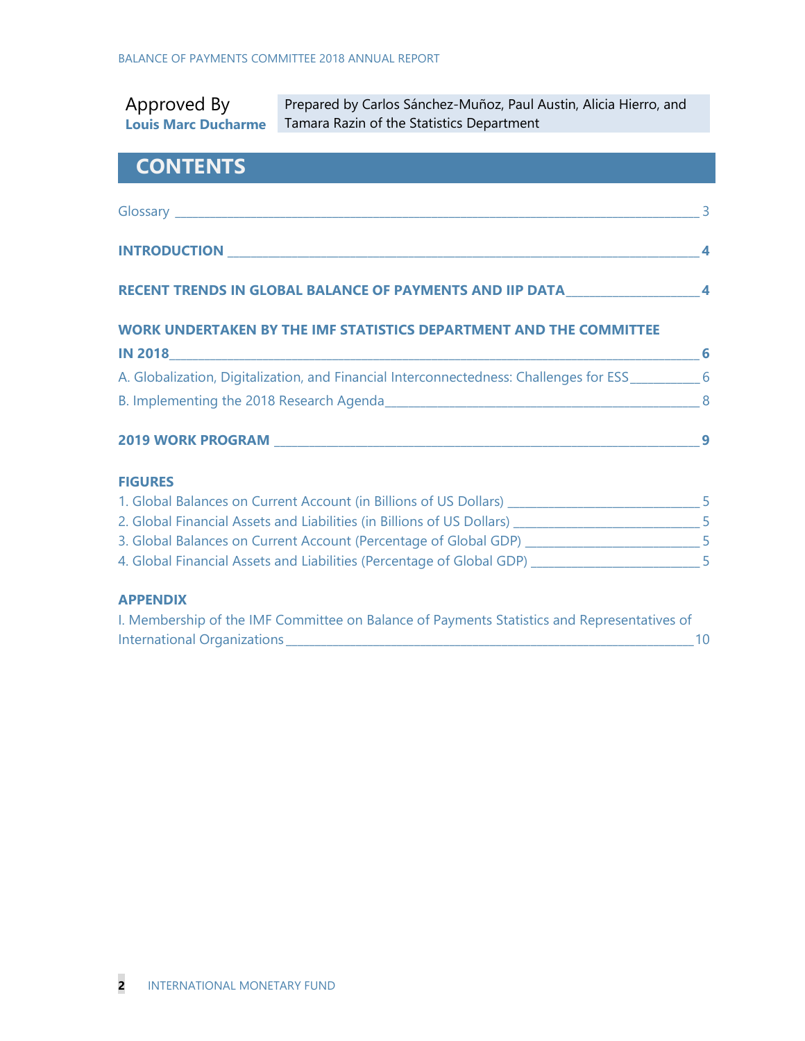Approved By
**Louis Marc Ducharme**

Prepared by Carlos Sánchez-Muñoz, Paul Austin, Alicia Hierro, and Tamara Razin of the Statistics Department

# CONTENTS

Glossary ___ 3

**INTRODUCTION ___ 4**

**RECENT TRENDS IN GLOBAL BALANCE OF PAYMENTS AND IIP DATA ___ 4**

**WORK UNDERTAKEN BY THE IMF STATISTICS DEPARTMENT AND THE COMMITTEE IN 2018 ___ 6**

A. Globalization, Digitalization, and Financial Interconnectedness: Challenges for ESS ___ 6

B. Implementing the 2018 Research Agenda ___ 8

**2019 WORK PROGRAM ___ 9**

**FIGURES**

1. Global Balances on Current Account (in Billions of US Dollars) ___ 5
2. Global Financial Assets and Liabilities (in Billions of US Dollars) ___ 5
3. Global Balances on Current Account (Percentage of Global GDP) ___ 5
4. Global Financial Assets and Liabilities (Percentage of Global GDP) ___ 5

**APPENDIX**

I. Membership of the IMF Committee on Balance of Payments Statistics and Representatives of International Organizations ___ 10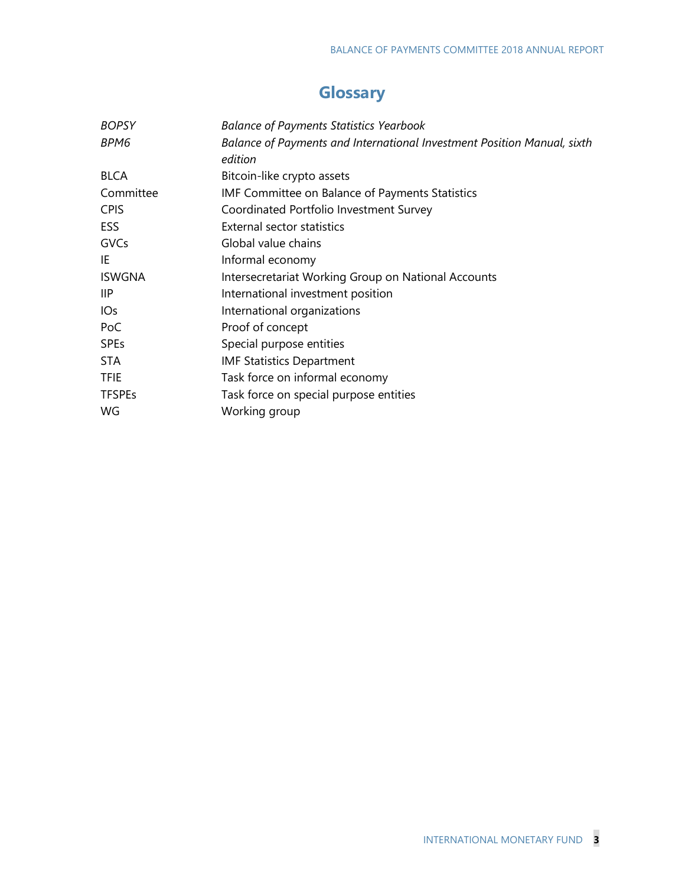# Glossary

| | |
|---|---|
| *BOPSY* | *Balance of Payments Statistics Yearbook* |
| *BPM6* | *Balance of Payments and International Investment Position Manual, sixth edition* |
| BLCA | Bitcoin-like crypto assets |
| Committee | IMF Committee on Balance of Payments Statistics |
| CPIS | Coordinated Portfolio Investment Survey |
| ESS | External sector statistics |
| GVCs | Global value chains |
| IE | Informal economy |
| ISWGNA | Intersecretariat Working Group on National Accounts |
| IIP | International investment position |
| IOs | International organizations |
| PoC | Proof of concept |
| SPEs | Special purpose entities |
| STA | IMF Statistics Department |
| TFIE | Task force on informal economy |
| TFSPEs | Task force on special purpose entities |
| WG | Working group |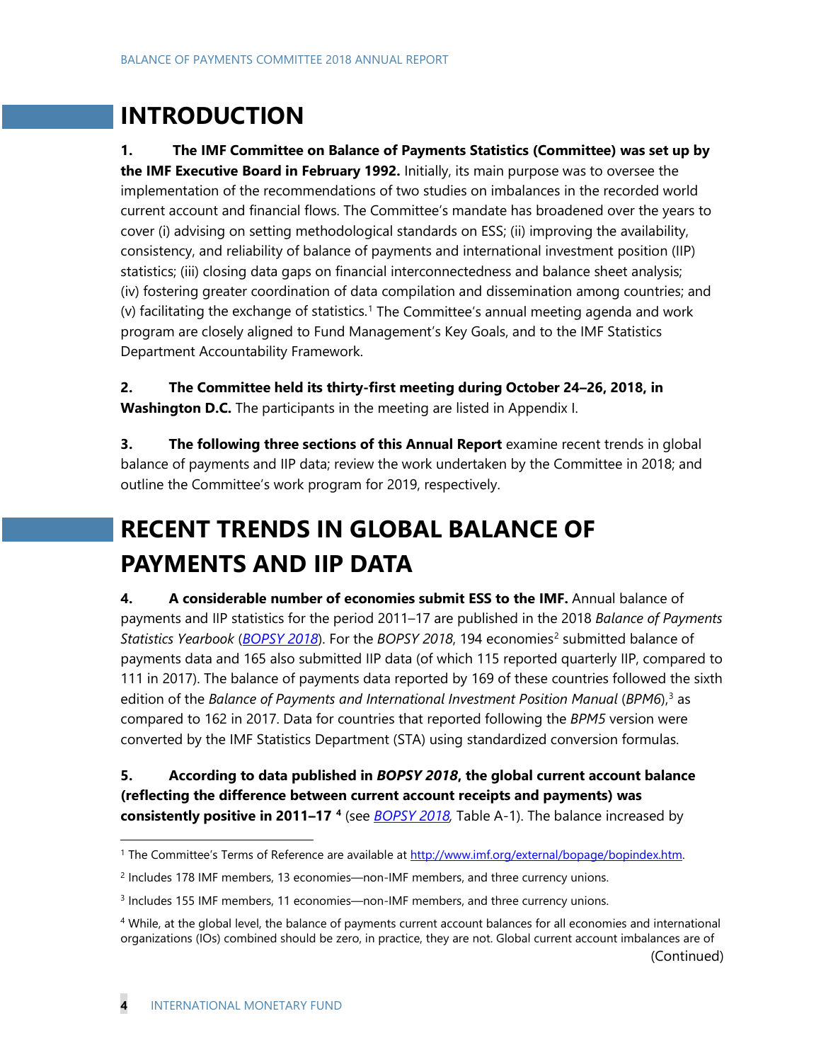# INTRODUCTION

**1. The IMF Committee on Balance of Payments Statistics (Committee) was set up by the IMF Executive Board in February 1992.** Initially, its main purpose was to oversee the implementation of the recommendations of two studies on imbalances in the recorded world current account and financial flows. The Committee's mandate has broadened over the years to cover (i) advising on setting methodological standards on ESS; (ii) improving the availability, consistency, and reliability of balance of payments and international investment position (IIP) statistics; (iii) closing data gaps on financial interconnectedness and balance sheet analysis; (iv) fostering greater coordination of data compilation and dissemination among countries; and (v) facilitating the exchange of statistics.[1] The Committee's annual meeting agenda and work program are closely aligned to Fund Management's Key Goals, and to the IMF Statistics Department Accountability Framework.

**2. The Committee held its thirty-first meeting during October 24–26, 2018, in Washington D.C.** The participants in the meeting are listed in Appendix I.

**3. The following three sections of this Annual Report** examine recent trends in global balance of payments and IIP data; review the work undertaken by the Committee in 2018; and outline the Committee's work program for 2019, respectively.

# RECENT TRENDS IN GLOBAL BALANCE OF PAYMENTS AND IIP DATA

**4. A considerable number of economies submit ESS to the IMF.** Annual balance of payments and IIP statistics for the period 2011–17 are published in the 2018 *Balance of Payments Statistics Yearbook* (*BOPSY 2018*). For the *BOPSY 2018*, 194 economies[2] submitted balance of payments data and 165 also submitted IIP data (of which 115 reported quarterly IIP, compared to 111 in 2017). The balance of payments data reported by 169 of these countries followed the sixth edition of the *Balance of Payments and International Investment Position Manual* (*BPM6*),[3] as compared to 162 in 2017. Data for countries that reported following the *BPM5* version were converted by the IMF Statistics Department (STA) using standardized conversion formulas.

**5. According to data published in *BOPSY 2018*, the global current account balance (reflecting the difference between current account receipts and payments) was consistently positive in 2011–17** [4] (see *BOPSY 2018*, Table A-1). The balance increased by

---

[1] The Committee's Terms of Reference are available at http://www.imf.org/external/bopage/bopindex.htm.

[2] Includes 178 IMF members, 13 economies—non-IMF members, and three currency unions.

[3] Includes 155 IMF members, 11 economies—non-IMF members, and three currency unions.

[4] While, at the global level, the balance of payments current account balances for all economies and international organizations (IOs) combined should be zero, in practice, they are not. Global current account imbalances are of

(Continued)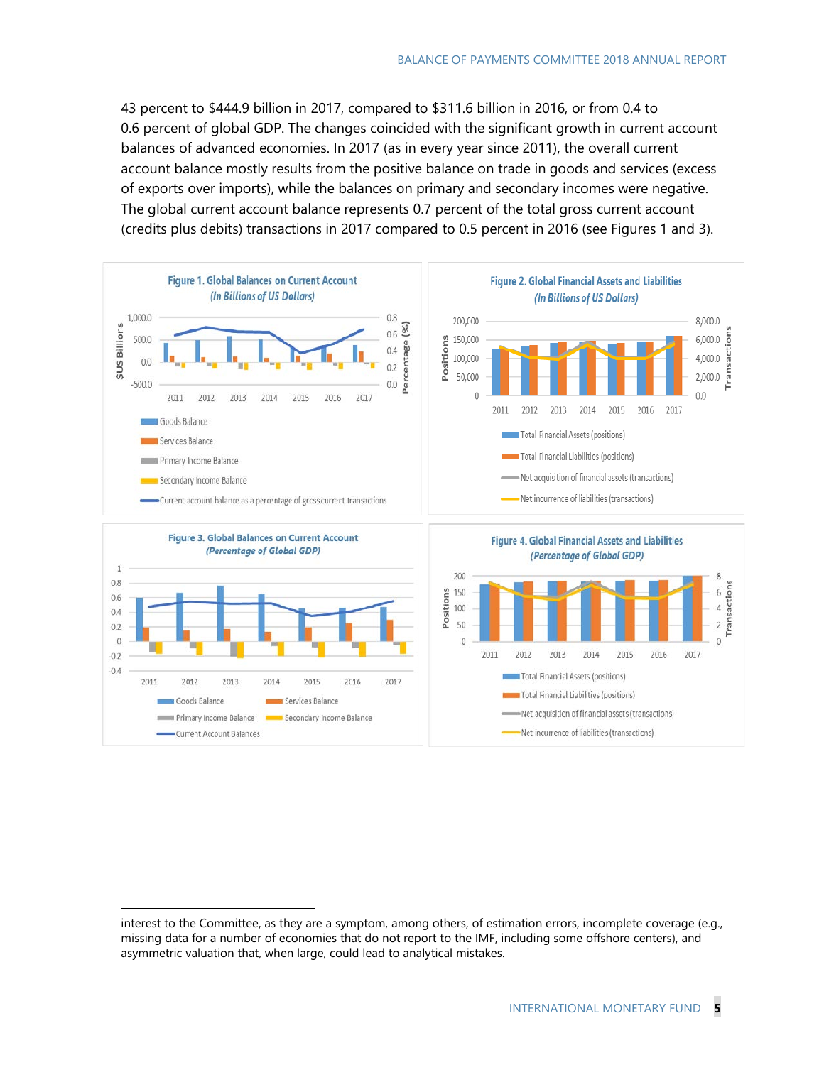43 percent to $444.9 billion in 2017, compared to $311.6 billion in 2016, or from 0.4 to 0.6 percent of global GDP. The changes coincided with the significant growth in current account balances of advanced economies. In 2017 (as in every year since 2011), the overall current account balance mostly results from the positive balance on trade in goods and services (excess of exports over imports), while the balances on primary and secondary incomes were negative. The global current account balance represents 0.7 percent of the total gross current account (credits plus debits) transactions in 2017 compared to 0.5 percent in 2016 (see Figures 1 and 3).

**Figure 1. Global Balances on Current Account**
*(In Billions of US Dollars)*

**Figure 2. Global Financial Assets and Liabilities**
*(In Billions of US Dollars)*

**Figure 3. Global Balances on Current Account**
*(Percentage of Global GDP)*

**Figure 4. Global Financial Assets and Liabilities**
*(Percentage of Global GDP)*

---

interest to the Committee, as they are a symptom, among others, of estimation errors, incomplete coverage (e.g., missing data for a number of economies that do not report to the IMF, including some offshore centers), and asymmetric valuation that, when large, could lead to analytical mistakes.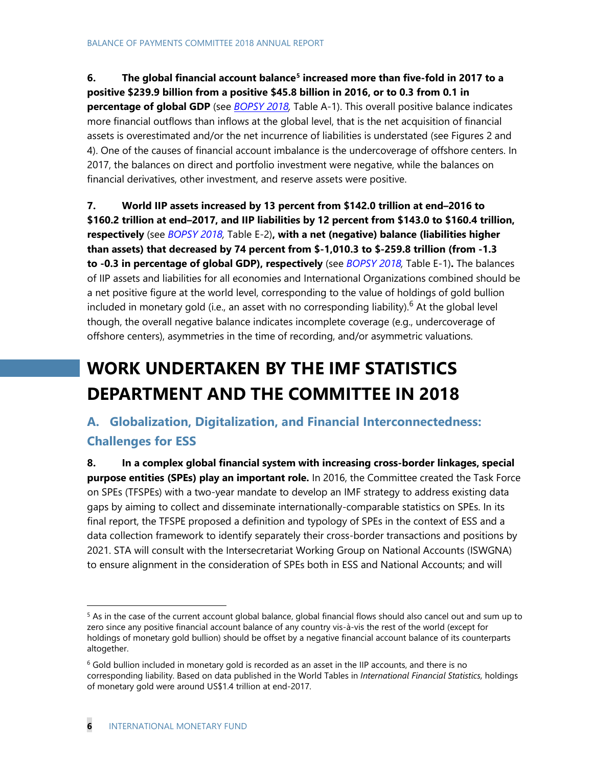**6. The global financial account balance[5] increased more than five-fold in 2017 to a positive $239.9 billion from a positive $45.8 billion in 2016, or to 0.3 from 0.1 in percentage of global GDP** (see *BOPSY 2018,* Table A-1). This overall positive balance indicates more financial outflows than inflows at the global level, that is the net acquisition of financial assets is overestimated and/or the net incurrence of liabilities is understated (see Figures 2 and 4). One of the causes of financial account imbalance is the undercoverage of offshore centers. In 2017, the balances on direct and portfolio investment were negative, while the balances on financial derivatives, other investment, and reserve assets were positive.

**7. World IIP assets increased by 13 percent from $142.0 trillion at end–2016 to $160.2 trillion at end–2017, and IIP liabilities by 12 percent from $143.0 to $160.4 trillion, respectively** (see *BOPSY 2018,* Table E-2)**, with a net (negative) balance (liabilities higher than assets) that decreased by 74 percent from $-1,010.3 to $-259.8 trillion (from -1.3 to -0.3 in percentage of global GDP), respectively** (see *BOPSY 2018,* Table E-1)**.** The balances of IIP assets and liabilities for all economies and International Organizations combined should be a net positive figure at the world level, corresponding to the value of holdings of gold bullion included in monetary gold (i.e., an asset with no corresponding liability).[6] At the global level though, the overall negative balance indicates incomplete coverage (e.g., undercoverage of offshore centers), asymmetries in the time of recording, and/or asymmetric valuations.

# WORK UNDERTAKEN BY THE IMF STATISTICS DEPARTMENT AND THE COMMITTEE IN 2018

## A. Globalization, Digitalization, and Financial Interconnectedness: Challenges for ESS

**8. In a complex global financial system with increasing cross-border linkages, special purpose entities (SPEs) play an important role.** In 2016, the Committee created the Task Force on SPEs (TFSPEs) with a two-year mandate to develop an IMF strategy to address existing data gaps by aiming to collect and disseminate internationally-comparable statistics on SPEs. In its final report, the TFSPE proposed a definition and typology of SPEs in the context of ESS and a data collection framework to identify separately their cross-border transactions and positions by 2021. STA will consult with the Intersecretariat Working Group on National Accounts (ISWGNA) to ensure alignment in the consideration of SPEs both in ESS and National Accounts; and will

---

[5] As in the case of the current account global balance, global financial flows should also cancel out and sum up to zero since any positive financial account balance of any country vis-à-vis the rest of the world (except for holdings of monetary gold bullion) should be offset by a negative financial account balance of its counterparts altogether.

[6] Gold bullion included in monetary gold is recorded as an asset in the IIP accounts, and there is no corresponding liability. Based on data published in the World Tables in *International Financial Statistics,* holdings of monetary gold were around US$1.4 trillion at end-2017.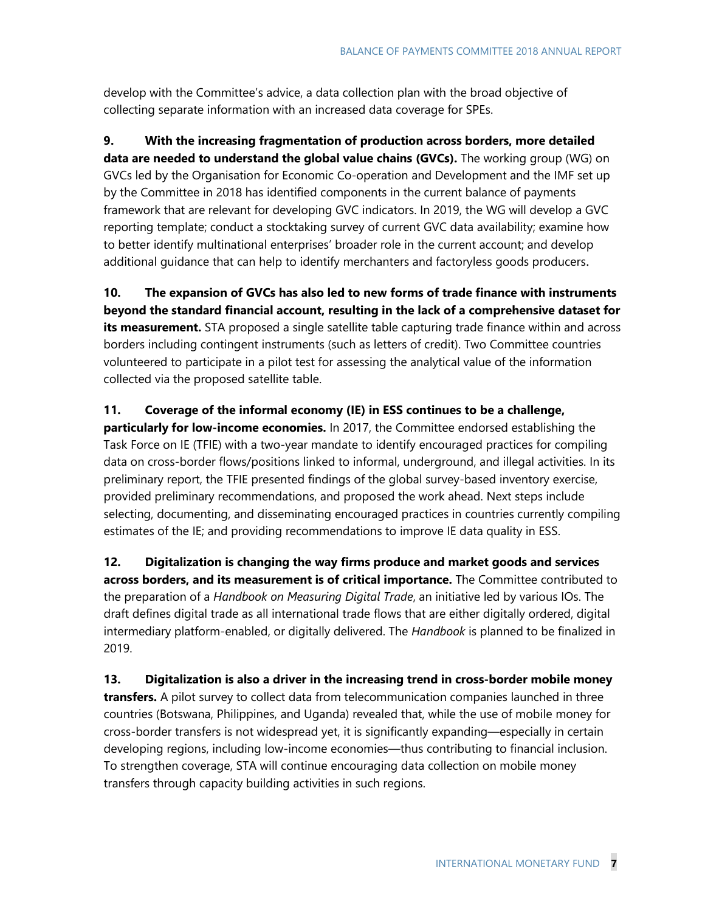develop with the Committee's advice, a data collection plan with the broad objective of collecting separate information with an increased data coverage for SPEs.

**9. With the increasing fragmentation of production across borders, more detailed data are needed to understand the global value chains (GVCs).** The working group (WG) on GVCs led by the Organisation for Economic Co-operation and Development and the IMF set up by the Committee in 2018 has identified components in the current balance of payments framework that are relevant for developing GVC indicators. In 2019, the WG will develop a GVC reporting template; conduct a stocktaking survey of current GVC data availability; examine how to better identify multinational enterprises' broader role in the current account; and develop additional guidance that can help to identify merchanters and factoryless goods producers.

**10. The expansion of GVCs has also led to new forms of trade finance with instruments beyond the standard financial account, resulting in the lack of a comprehensive dataset for its measurement.** STA proposed a single satellite table capturing trade finance within and across borders including contingent instruments (such as letters of credit). Two Committee countries volunteered to participate in a pilot test for assessing the analytical value of the information collected via the proposed satellite table.

**11. Coverage of the informal economy (IE) in ESS continues to be a challenge, particularly for low-income economies.** In 2017, the Committee endorsed establishing the Task Force on IE (TFIE) with a two-year mandate to identify encouraged practices for compiling data on cross-border flows/positions linked to informal, underground, and illegal activities. In its preliminary report, the TFIE presented findings of the global survey-based inventory exercise, provided preliminary recommendations, and proposed the work ahead. Next steps include selecting, documenting, and disseminating encouraged practices in countries currently compiling estimates of the IE; and providing recommendations to improve IE data quality in ESS.

**12. Digitalization is changing the way firms produce and market goods and services across borders, and its measurement is of critical importance.** The Committee contributed to the preparation of a *Handbook on Measuring Digital Trade*, an initiative led by various IOs. The draft defines digital trade as all international trade flows that are either digitally ordered, digital intermediary platform-enabled, or digitally delivered. The *Handbook* is planned to be finalized in 2019.

**13. Digitalization is also a driver in the increasing trend in cross-border mobile money transfers.** A pilot survey to collect data from telecommunication companies launched in three countries (Botswana, Philippines, and Uganda) revealed that, while the use of mobile money for cross-border transfers is not widespread yet, it is significantly expanding—especially in certain developing regions, including low-income economies—thus contributing to financial inclusion. To strengthen coverage, STA will continue encouraging data collection on mobile money transfers through capacity building activities in such regions.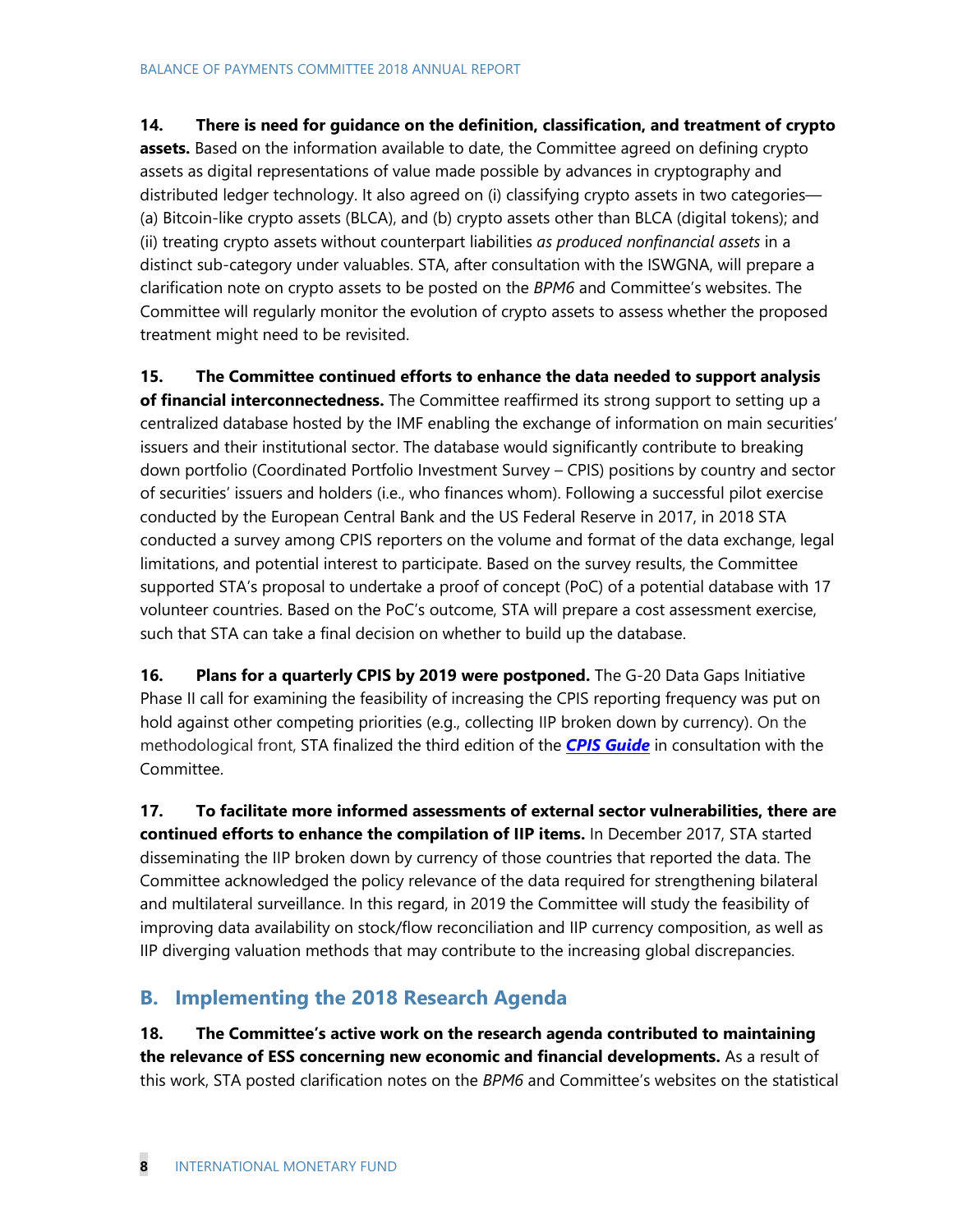**14. There is need for guidance on the definition, classification, and treatment of crypto assets.** Based on the information available to date, the Committee agreed on defining crypto assets as digital representations of value made possible by advances in cryptography and distributed ledger technology. It also agreed on (i) classifying crypto assets in two categories—(a) Bitcoin-like crypto assets (BLCA), and (b) crypto assets other than BLCA (digital tokens); and (ii) treating crypto assets without counterpart liabilities *as produced nonfinancial assets* in a distinct sub-category under valuables. STA, after consultation with the ISWGNA, will prepare a clarification note on crypto assets to be posted on the *BPM6* and Committee's websites. The Committee will regularly monitor the evolution of crypto assets to assess whether the proposed treatment might need to be revisited.

**15. The Committee continued efforts to enhance the data needed to support analysis of financial interconnectedness.** The Committee reaffirmed its strong support to setting up a centralized database hosted by the IMF enabling the exchange of information on main securities' issuers and their institutional sector. The database would significantly contribute to breaking down portfolio (Coordinated Portfolio Investment Survey – CPIS) positions by country and sector of securities' issuers and holders (i.e., who finances whom). Following a successful pilot exercise conducted by the European Central Bank and the US Federal Reserve in 2017, in 2018 STA conducted a survey among CPIS reporters on the volume and format of the data exchange, legal limitations, and potential interest to participate. Based on the survey results, the Committee supported STA's proposal to undertake a proof of concept (PoC) of a potential database with 17 volunteer countries. Based on the PoC's outcome, STA will prepare a cost assessment exercise, such that STA can take a final decision on whether to build up the database.

**16. Plans for a quarterly CPIS by 2019 were postponed.** The G-20 Data Gaps Initiative Phase II call for examining the feasibility of increasing the CPIS reporting frequency was put on hold against other competing priorities (e.g., collecting IIP broken down by currency). On the methodological front, STA finalized the third edition of the ***CPIS Guide*** in consultation with the Committee.

**17. To facilitate more informed assessments of external sector vulnerabilities, there are continued efforts to enhance the compilation of IIP items.** In December 2017, STA started disseminating the IIP broken down by currency of those countries that reported the data. The Committee acknowledged the policy relevance of the data required for strengthening bilateral and multilateral surveillance. In this regard, in 2019 the Committee will study the feasibility of improving data availability on stock/flow reconciliation and IIP currency composition, as well as IIP diverging valuation methods that may contribute to the increasing global discrepancies.

## B. Implementing the 2018 Research Agenda

**18. The Committee's active work on the research agenda contributed to maintaining the relevance of ESS concerning new economic and financial developments.** As a result of this work, STA posted clarification notes on the *BPM6* and Committee's websites on the statistical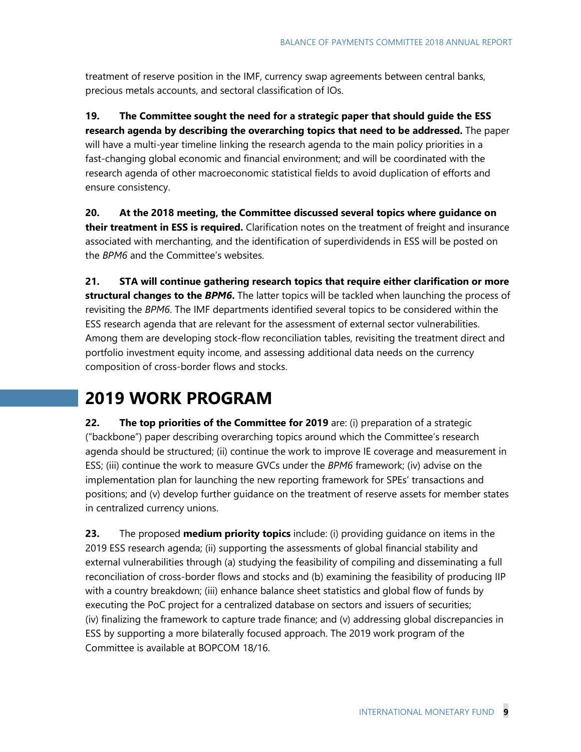treatment of reserve position in the IMF, currency swap agreements between central banks, precious metals accounts, and sectoral classification of IOs.

**19. The Committee sought the need for a strategic paper that should guide the ESS research agenda by describing the overarching topics that need to be addressed.** The paper will have a multi-year timeline linking the research agenda to the main policy priorities in a fast-changing global economic and financial environment; and will be coordinated with the research agenda of other macroeconomic statistical fields to avoid duplication of efforts and ensure consistency.

**20. At the 2018 meeting, the Committee discussed several topics where guidance on their treatment in ESS is required.** Clarification notes on the treatment of freight and insurance associated with merchanting, and the identification of superdividends in ESS will be posted on the *BPM6* and the Committee's websites.

**21. STA will continue gathering research topics that require either clarification or more structural changes to the *BPM6*.** The latter topics will be tackled when launching the process of revisiting the *BPM6*. The IMF departments identified several topics to be considered within the ESS research agenda that are relevant for the assessment of external sector vulnerabilities. Among them are developing stock-flow reconciliation tables, revisiting the treatment direct and portfolio investment equity income, and assessing additional data needs on the currency composition of cross-border flows and stocks.

# 2019 WORK PROGRAM

**22. The top priorities of the Committee for 2019** are: (i) preparation of a strategic ("backbone") paper describing overarching topics around which the Committee's research agenda should be structured; (ii) continue the work to improve IE coverage and measurement in ESS; (iii) continue the work to measure GVCs under the *BPM6* framework; (iv) advise on the implementation plan for launching the new reporting framework for SPEs' transactions and positions; and (v) develop further guidance on the treatment of reserve assets for member states in centralized currency unions.

**23.** The proposed **medium priority topics** include: (i) providing guidance on items in the 2019 ESS research agenda; (ii) supporting the assessments of global financial stability and external vulnerabilities through (a) studying the feasibility of compiling and disseminating a full reconciliation of cross-border flows and stocks and (b) examining the feasibility of producing IIP with a country breakdown; (iii) enhance balance sheet statistics and global flow of funds by executing the PoC project for a centralized database on sectors and issuers of securities; (iv) finalizing the framework to capture trade finance; and (v) addressing global discrepancies in ESS by supporting a more bilaterally focused approach. The 2019 work program of the Committee is available at BOPCOM 18/16.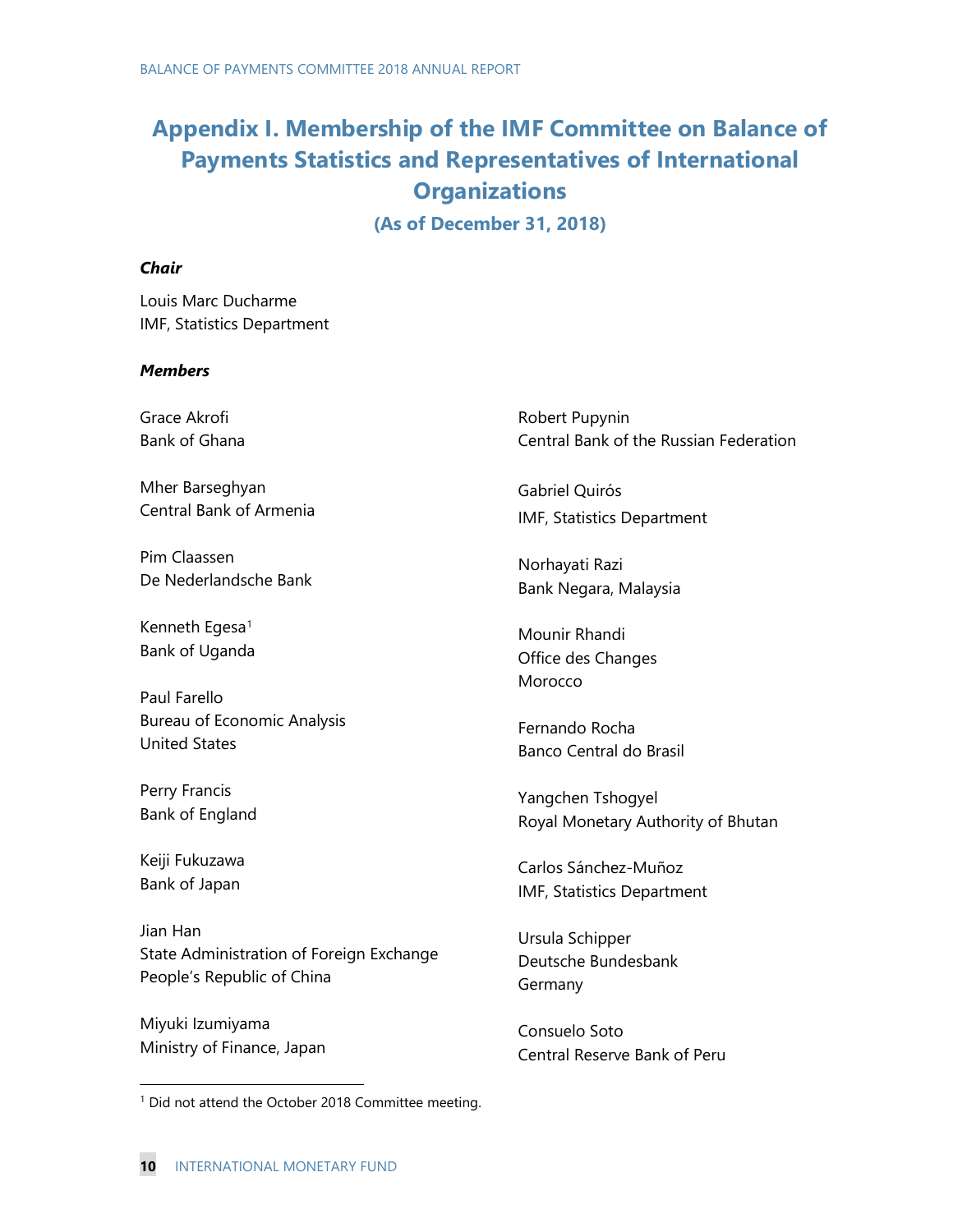# Appendix I. Membership of the IMF Committee on Balance of Payments Statistics and Representatives of International Organizations

### (As of December 31, 2018)

***Chair***

Louis Marc Ducharme
IMF, Statistics Department

***Members***

Grace Akrofi
Bank of Ghana

Mher Barseghyan
Central Bank of Armenia

Pim Claassen
De Nederlandsche Bank

Kenneth Egesa[1]
Bank of Uganda

Paul Farello
Bureau of Economic Analysis
United States

Perry Francis
Bank of England

Keiji Fukuzawa
Bank of Japan

Jian Han
State Administration of Foreign Exchange
People's Republic of China

Miyuki Izumiyama
Ministry of Finance, Japan

Robert Pupynin
Central Bank of the Russian Federation

Gabriel Quirós
IMF, Statistics Department

Norhayati Razi
Bank Negara, Malaysia

Mounir Rhandi
Office des Changes
Morocco

Fernando Rocha
Banco Central do Brasil

Yangchen Tshogyel
Royal Monetary Authority of Bhutan

Carlos Sánchez-Muñoz
IMF, Statistics Department

Ursula Schipper
Deutsche Bundesbank
Germany

Consuelo Soto
Central Reserve Bank of Peru

---

[1] Did not attend the October 2018 Committee meeting.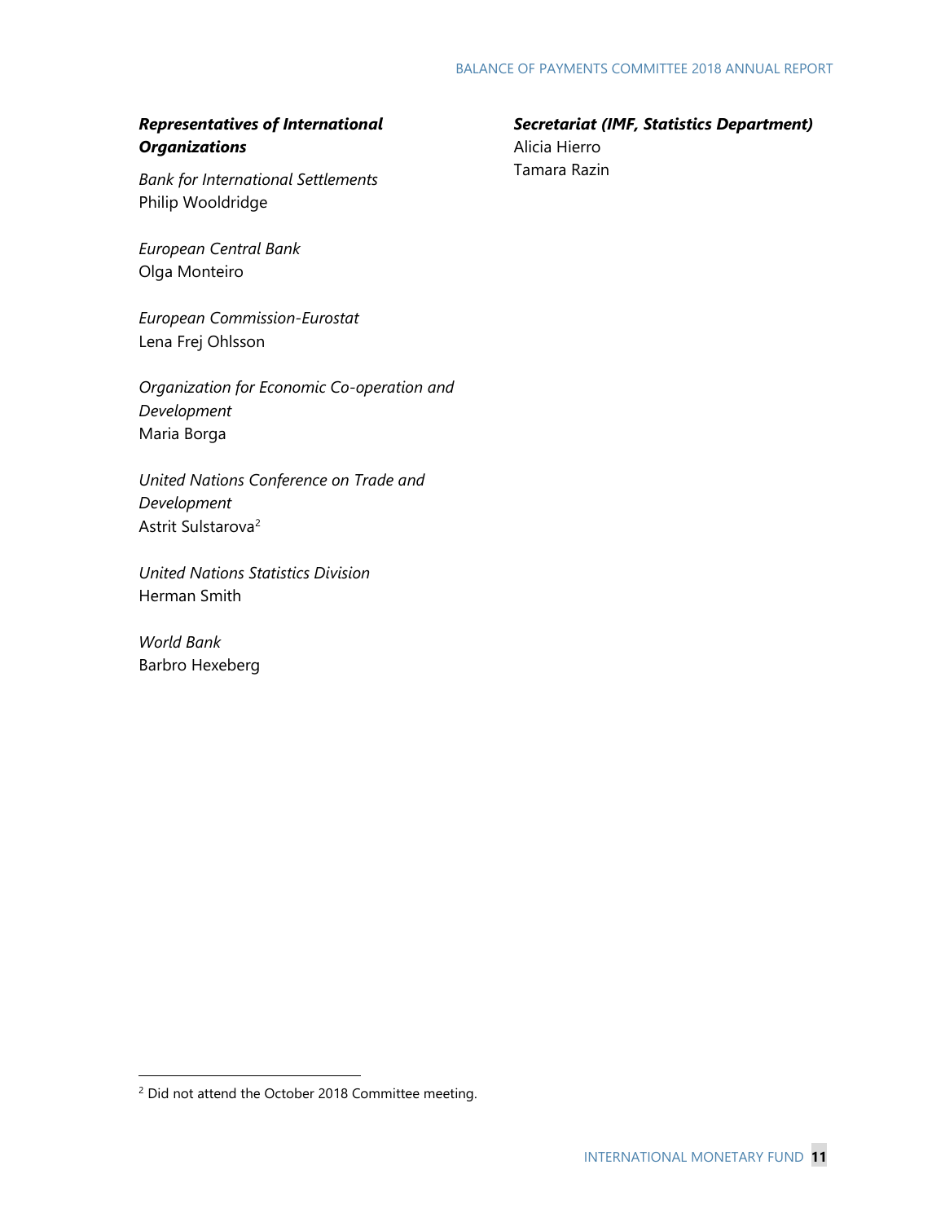***Representatives of International Organizations***

*Bank for International Settlements*
Philip Wooldridge

*European Central Bank*
Olga Monteiro

*European Commission-Eurostat*
Lena Frej Ohlsson

*Organization for Economic Co-operation and Development*
Maria Borga

*United Nations Conference on Trade and Development*
Astrit Sulstarova[2]

*United Nations Statistics Division*
Herman Smith

*World Bank*
Barbro Hexeberg

***Secretariat (IMF, Statistics Department)***
Alicia Hierro
Tamara Razin

[2] Did not attend the October 2018 Committee meeting.